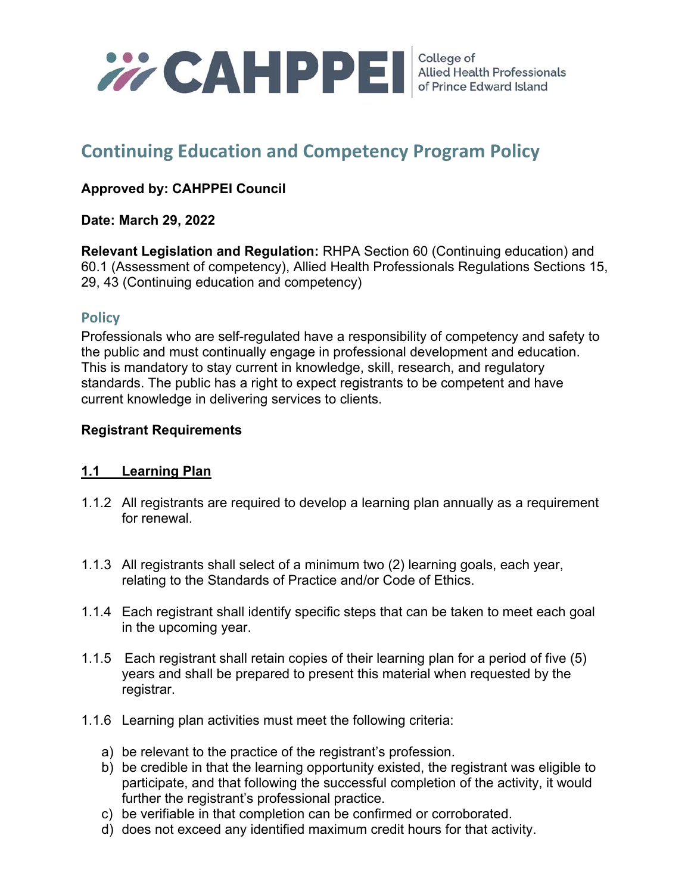CAHPPEI College of Allied Health Professionals of Prince Edward Island

# Continuing Education and Competency Program Policy

**Approved by: CAHPPEI Council**

**Date: March 29, 2022**

**Relevant Legislation and Regulation:** RHPA Section 60 (Continuing education) and 60.1 (Assessment of competency), Allied Health Professionals Regulations Sections 15, 29, 43 (Continuing education and competency)

## Policy

Professionals who are self-regulated have a responsibility of competency and safety to the public and must continually engage in professional development and education. This is mandatory to stay current in knowledge, skill, research, and regulatory standards. The public has a right to expect registrants to be competent and have current knowledge in delivering services to clients.

**Registrant Requirements**

### 1.1 Learning Plan

1.1.2 All registrants are required to develop a learning plan annually as a requirement for renewal.

1.1.3 All registrants shall select of a minimum two (2) learning goals, each year, relating to the Standards of Practice and/or Code of Ethics.

1.1.4 Each registrant shall identify specific steps that can be taken to meet each goal in the upcoming year.

1.1.5 Each registrant shall retain copies of their learning plan for a period of five (5) years and shall be prepared to present this material when requested by the registrar.

1.1.6 Learning plan activities must meet the following criteria:

a) be relevant to the practice of the registrant's profession.
b) be credible in that the learning opportunity existed, the registrant was eligible to participate, and that following the successful completion of the activity, it would further the registrant's professional practice.
c) be verifiable in that completion can be confirmed or corroborated.
d) does not exceed any identified maximum credit hours for that activity.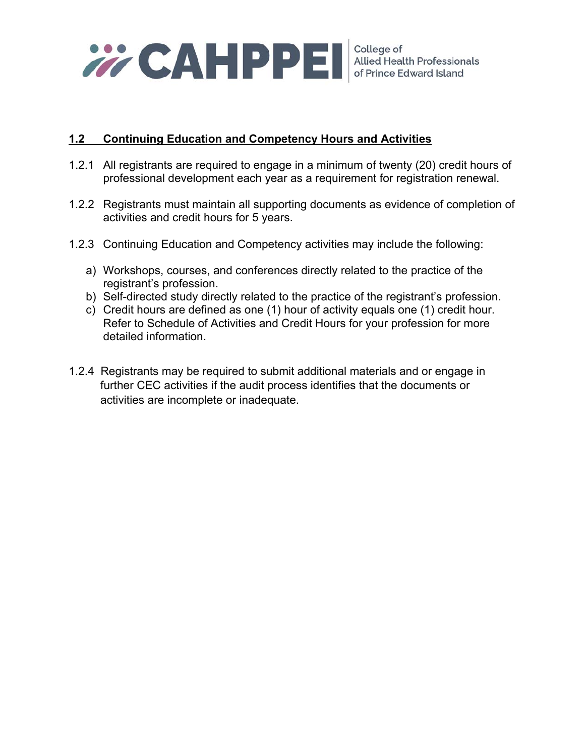## 1.2 Continuing Education and Competency Hours and Activities

1.2.1 All registrants are required to engage in a minimum of twenty (20) credit hours of professional development each year as a requirement for registration renewal.

1.2.2 Registrants must maintain all supporting documents as evidence of completion of activities and credit hours for 5 years.

1.2.3 Continuing Education and Competency activities may include the following:

a) Workshops, courses, and conferences directly related to the practice of the registrant's profession.
b) Self-directed study directly related to the practice of the registrant's profession.
c) Credit hours are defined as one (1) hour of activity equals one (1) credit hour. Refer to Schedule of Activities and Credit Hours for your profession for more detailed information.

1.2.4 Registrants may be required to submit additional materials and or engage in further CEC activities if the audit process identifies that the documents or activities are incomplete or inadequate.